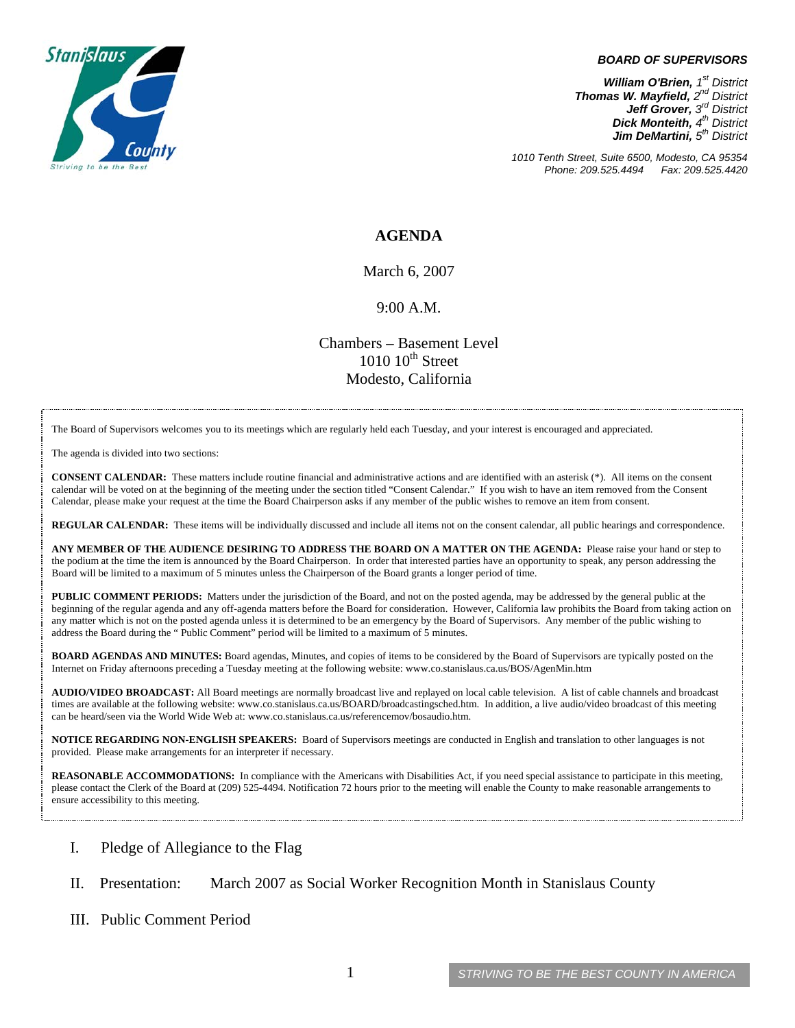Stanislaus County
Striving to be the Best

**BOARD OF SUPERVISORS**

***William O'Brien,*** *1st District*
***Thomas W. Mayfield,*** *2nd District*
***Jeff Grover,*** *3rd District*
***Dick Monteith,*** *4th District*
***Jim DeMartini,*** *5th District*

*1010 Tenth Street, Suite 6500, Modesto, CA 95354*
*Phone: 209.525.4494     Fax: 209.525.4420*

# AGENDA

March 6, 2007

9:00 A.M.

Chambers – Basement Level
1010 10th Street
Modesto, California

The Board of Supervisors welcomes you to its meetings which are regularly held each Tuesday, and your interest is encouraged and appreciated.

The agenda is divided into two sections:

**CONSENT CALENDAR:** These matters include routine financial and administrative actions and are identified with an asterisk (*). All items on the consent calendar will be voted on at the beginning of the meeting under the section titled "Consent Calendar." If you wish to have an item removed from the Consent Calendar, please make your request at the time the Board Chairperson asks if any member of the public wishes to remove an item from consent.

**REGULAR CALENDAR:** These items will be individually discussed and include all items not on the consent calendar, all public hearings and correspondence.

**ANY MEMBER OF THE AUDIENCE DESIRING TO ADDRESS THE BOARD ON A MATTER ON THE AGENDA:** Please raise your hand or step to the podium at the time the item is announced by the Board Chairperson. In order that interested parties have an opportunity to speak, any person addressing the Board will be limited to a maximum of 5 minutes unless the Chairperson of the Board grants a longer period of time.

**PUBLIC COMMENT PERIODS:** Matters under the jurisdiction of the Board, and not on the posted agenda, may be addressed by the general public at the beginning of the regular agenda and any off-agenda matters before the Board for consideration. However, California law prohibits the Board from taking action on any matter which is not on the posted agenda unless it is determined to be an emergency by the Board of Supervisors. Any member of the public wishing to address the Board during the " Public Comment" period will be limited to a maximum of 5 minutes.

**BOARD AGENDAS AND MINUTES:** Board agendas, Minutes, and copies of items to be considered by the Board of Supervisors are typically posted on the Internet on Friday afternoons preceding a Tuesday meeting at the following website: www.co.stanislaus.ca.us/BOS/AgenMin.htm

**AUDIO/VIDEO BROADCAST:** All Board meetings are normally broadcast live and replayed on local cable television. A list of cable channels and broadcast times are available at the following website: www.co.stanislaus.ca.us/BOARD/broadcastingsched.htm. In addition, a live audio/video broadcast of this meeting can be heard/seen via the World Wide Web at: www.co.stanislaus.ca.us/referencemov/bosaudio.htm.

**NOTICE REGARDING NON-ENGLISH SPEAKERS:** Board of Supervisors meetings are conducted in English and translation to other languages is not provided. Please make arrangements for an interpreter if necessary.

**REASONABLE ACCOMMODATIONS:** In compliance with the Americans with Disabilities Act, if you need special assistance to participate in this meeting, please contact the Clerk of the Board at (209) 525-4494. Notification 72 hours prior to the meeting will enable the County to make reasonable arrangements to ensure accessibility to this meeting.

I. Pledge of Allegiance to the Flag

II. Presentation: March 2007 as Social Worker Recognition Month in Stanislaus County

III. Public Comment Period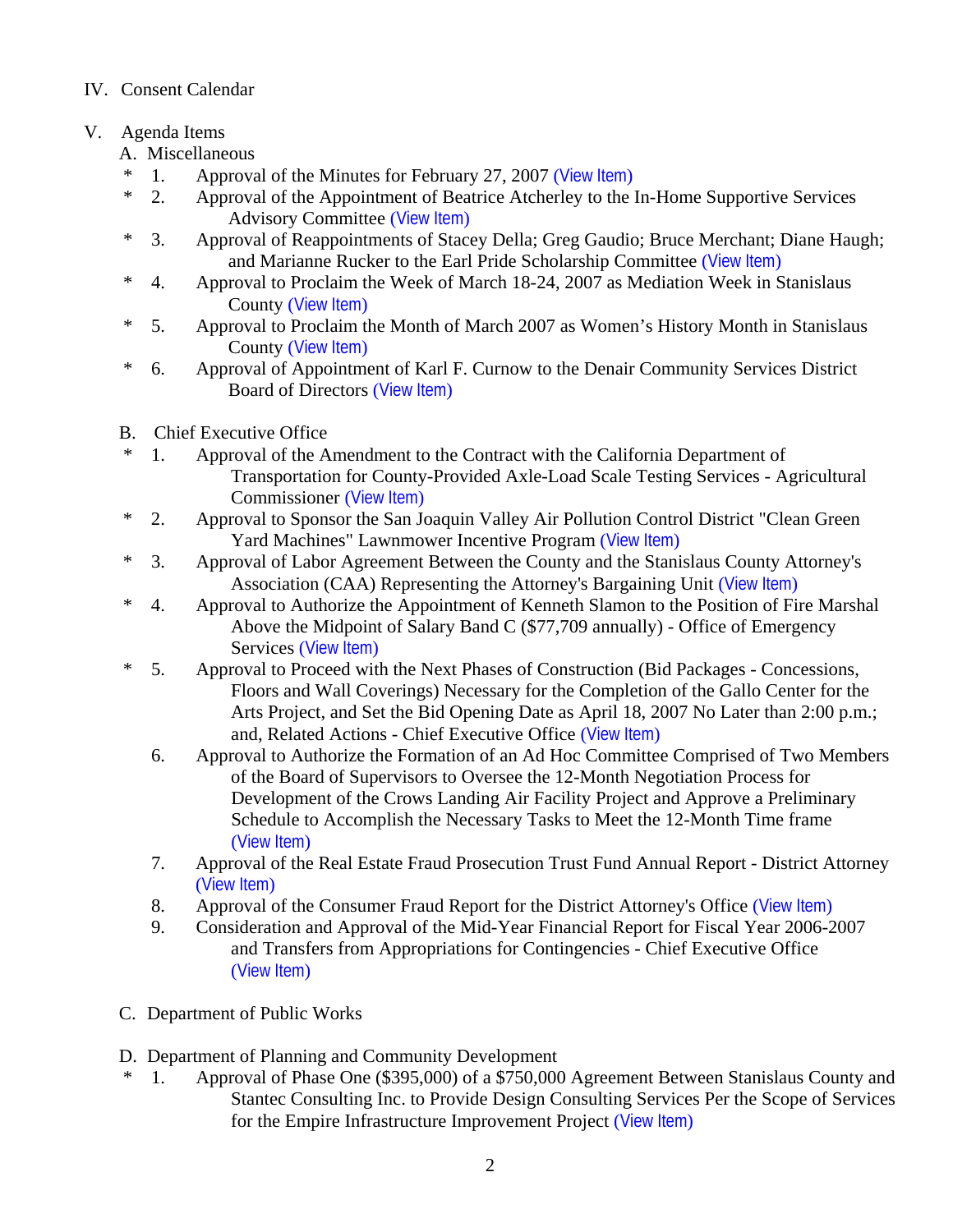IV. Consent Calendar

V. Agenda Items

A. Miscellaneous

- \* 1. Approval of the Minutes for February 27, 2007 (View Item)
- \* 2. Approval of the Appointment of Beatrice Atcherley to the In-Home Supportive Services Advisory Committee (View Item)
- \* 3. Approval of Reappointments of Stacey Della; Greg Gaudio; Bruce Merchant; Diane Haugh; and Marianne Rucker to the Earl Pride Scholarship Committee (View Item)
- \* 4. Approval to Proclaim the Week of March 18-24, 2007 as Mediation Week in Stanislaus County (View Item)
- \* 5. Approval to Proclaim the Month of March 2007 as Women's History Month in Stanislaus County (View Item)
- \* 6. Approval of Appointment of Karl F. Curnow to the Denair Community Services District Board of Directors (View Item)

B. Chief Executive Office

- \* 1. Approval of the Amendment to the Contract with the California Department of Transportation for County-Provided Axle-Load Scale Testing Services - Agricultural Commissioner (View Item)
- \* 2. Approval to Sponsor the San Joaquin Valley Air Pollution Control District "Clean Green Yard Machines" Lawnmower Incentive Program (View Item)
- \* 3. Approval of Labor Agreement Between the County and the Stanislaus County Attorney's Association (CAA) Representing the Attorney's Bargaining Unit (View Item)
- \* 4. Approval to Authorize the Appointment of Kenneth Slamon to the Position of Fire Marshal Above the Midpoint of Salary Band C ($77,709 annually) - Office of Emergency Services (View Item)
- \* 5. Approval to Proceed with the Next Phases of Construction (Bid Packages - Concessions, Floors and Wall Coverings) Necessary for the Completion of the Gallo Center for the Arts Project, and Set the Bid Opening Date as April 18, 2007 No Later than 2:00 p.m.; and, Related Actions - Chief Executive Office (View Item)
- 6. Approval to Authorize the Formation of an Ad Hoc Committee Comprised of Two Members of the Board of Supervisors to Oversee the 12-Month Negotiation Process for Development of the Crows Landing Air Facility Project and Approve a Preliminary Schedule to Accomplish the Necessary Tasks to Meet the 12-Month Time frame (View Item)
- 7. Approval of the Real Estate Fraud Prosecution Trust Fund Annual Report - District Attorney (View Item)
- 8. Approval of the Consumer Fraud Report for the District Attorney's Office (View Item)
- 9. Consideration and Approval of the Mid-Year Financial Report for Fiscal Year 2006-2007 and Transfers from Appropriations for Contingencies - Chief Executive Office (View Item)

C. Department of Public Works

D. Department of Planning and Community Development

- \* 1. Approval of Phase One ($395,000) of a $750,000 Agreement Between Stanislaus County and Stantec Consulting Inc. to Provide Design Consulting Services Per the Scope of Services for the Empire Infrastructure Improvement Project (View Item)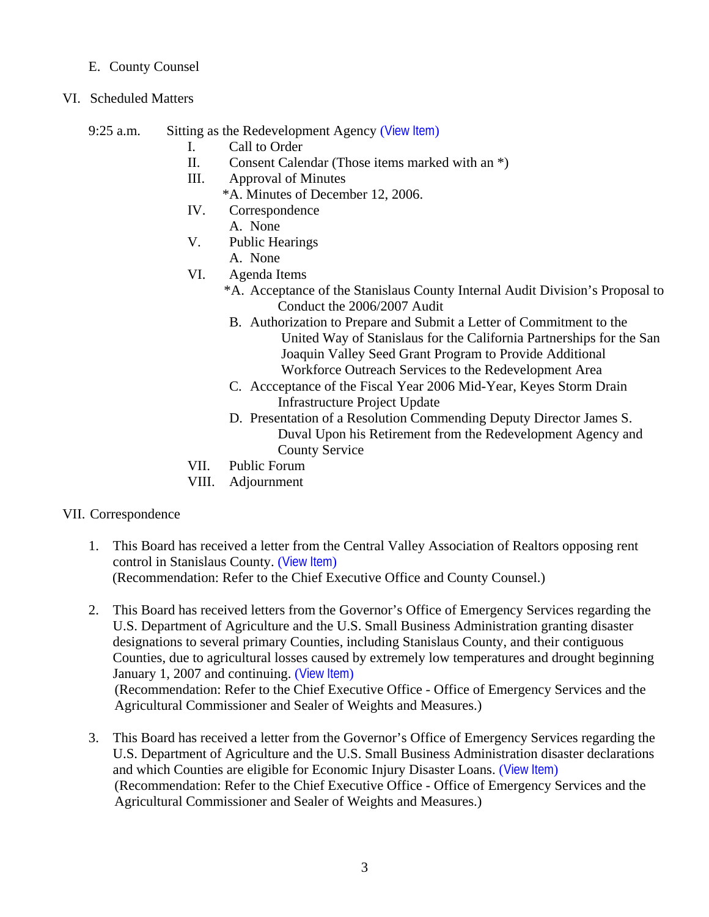E. County Counsel

VI. Scheduled Matters

9:25 a.m. Sitting as the Redevelopment Agency (View Item)

- I. Call to Order
- II. Consent Calendar (Those items marked with an *)
- III. Approval of Minutes
  - *A. Minutes of December 12, 2006.
- IV. Correspondence
  - A. None
- V. Public Hearings
  - A. None
- VI. Agenda Items
  - *A. Acceptance of the Stanislaus County Internal Audit Division's Proposal to Conduct the 2006/2007 Audit
  - B. Authorization to Prepare and Submit a Letter of Commitment to the United Way of Stanislaus for the California Partnerships for the San Joaquin Valley Seed Grant Program to Provide Additional Workforce Outreach Services to the Redevelopment Area
  - C. Accceptance of the Fiscal Year 2006 Mid-Year, Keyes Storm Drain Infrastructure Project Update
  - D. Presentation of a Resolution Commending Deputy Director James S. Duval Upon his Retirement from the Redevelopment Agency and County Service
- VII. Public Forum
- VIII. Adjournment

VII. Correspondence

1. This Board has received a letter from the Central Valley Association of Realtors opposing rent control in Stanislaus County. (View Item)
   (Recommendation: Refer to the Chief Executive Office and County Counsel.)

2. This Board has received letters from the Governor's Office of Emergency Services regarding the U.S. Department of Agriculture and the U.S. Small Business Administration granting disaster designations to several primary Counties, including Stanislaus County, and their contiguous Counties, due to agricultural losses caused by extremely low temperatures and drought beginning January 1, 2007 and continuing. (View Item)
   (Recommendation: Refer to the Chief Executive Office - Office of Emergency Services and the Agricultural Commissioner and Sealer of Weights and Measures.)

3. This Board has received a letter from the Governor's Office of Emergency Services regarding the U.S. Department of Agriculture and the U.S. Small Business Administration disaster declarations and which Counties are eligible for Economic Injury Disaster Loans. (View Item)
   (Recommendation: Refer to the Chief Executive Office - Office of Emergency Services and the Agricultural Commissioner and Sealer of Weights and Measures.)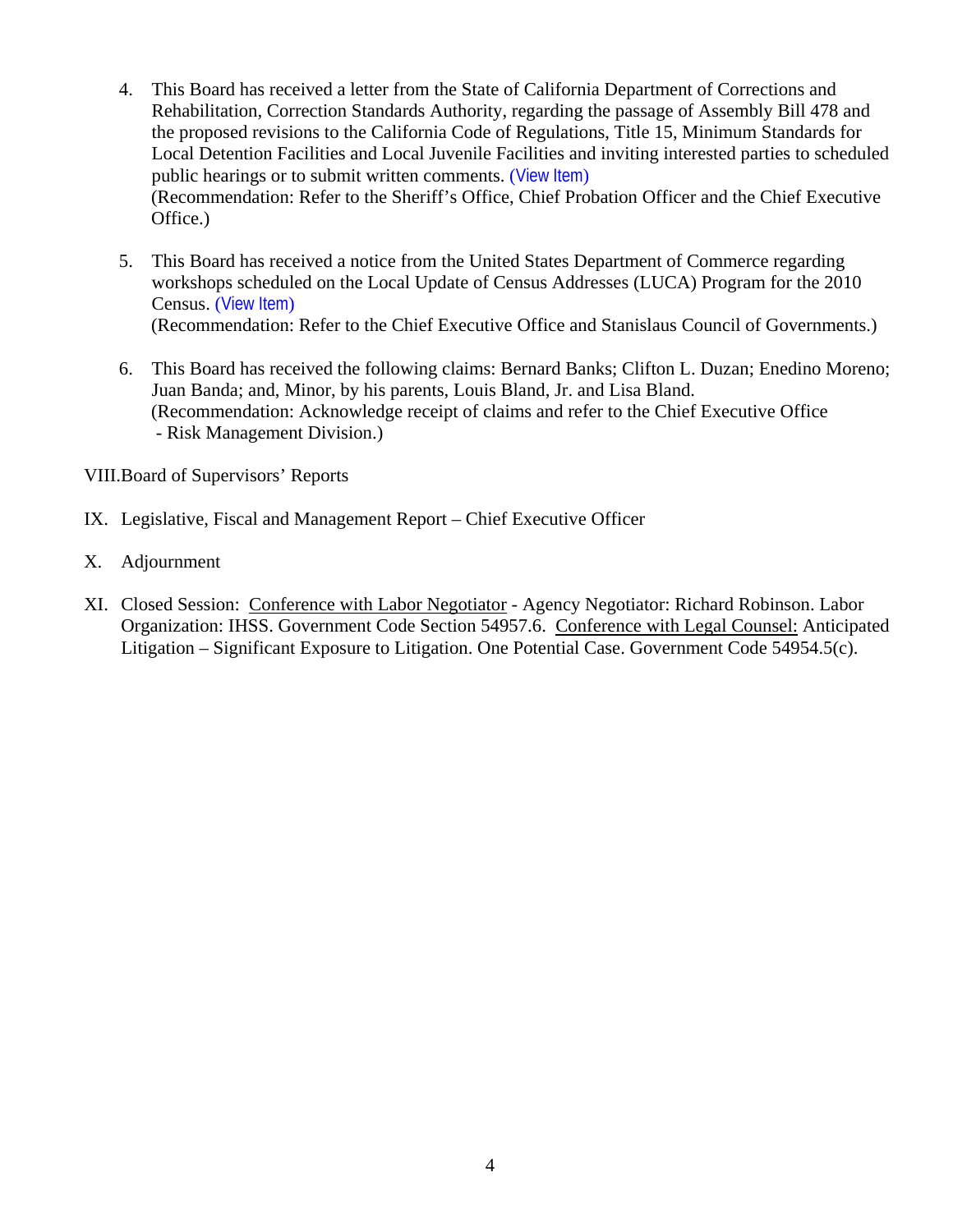4. This Board has received a letter from the State of California Department of Corrections and Rehabilitation, Correction Standards Authority, regarding the passage of Assembly Bill 478 and the proposed revisions to the California Code of Regulations, Title 15, Minimum Standards for Local Detention Facilities and Local Juvenile Facilities and inviting interested parties to scheduled public hearings or to submit written comments. (View Item)
   (Recommendation: Refer to the Sheriff's Office, Chief Probation Officer and the Chief Executive Office.)

5. This Board has received a notice from the United States Department of Commerce regarding workshops scheduled on the Local Update of Census Addresses (LUCA) Program for the 2010 Census. (View Item)
   (Recommendation: Refer to the Chief Executive Office and Stanislaus Council of Governments.)

6. This Board has received the following claims: Bernard Banks; Clifton L. Duzan; Enedino Moreno; Juan Banda; and, Minor, by his parents, Louis Bland, Jr. and Lisa Bland.
   (Recommendation: Acknowledge receipt of claims and refer to the Chief Executive Office - Risk Management Division.)

VIII. Board of Supervisors' Reports

IX. Legislative, Fiscal and Management Report – Chief Executive Officer

X. Adjournment

XI. Closed Session: Conference with Labor Negotiator - Agency Negotiator: Richard Robinson. Labor Organization: IHSS. Government Code Section 54957.6. Conference with Legal Counsel: Anticipated Litigation – Significant Exposure to Litigation. One Potential Case. Government Code 54954.5(c).